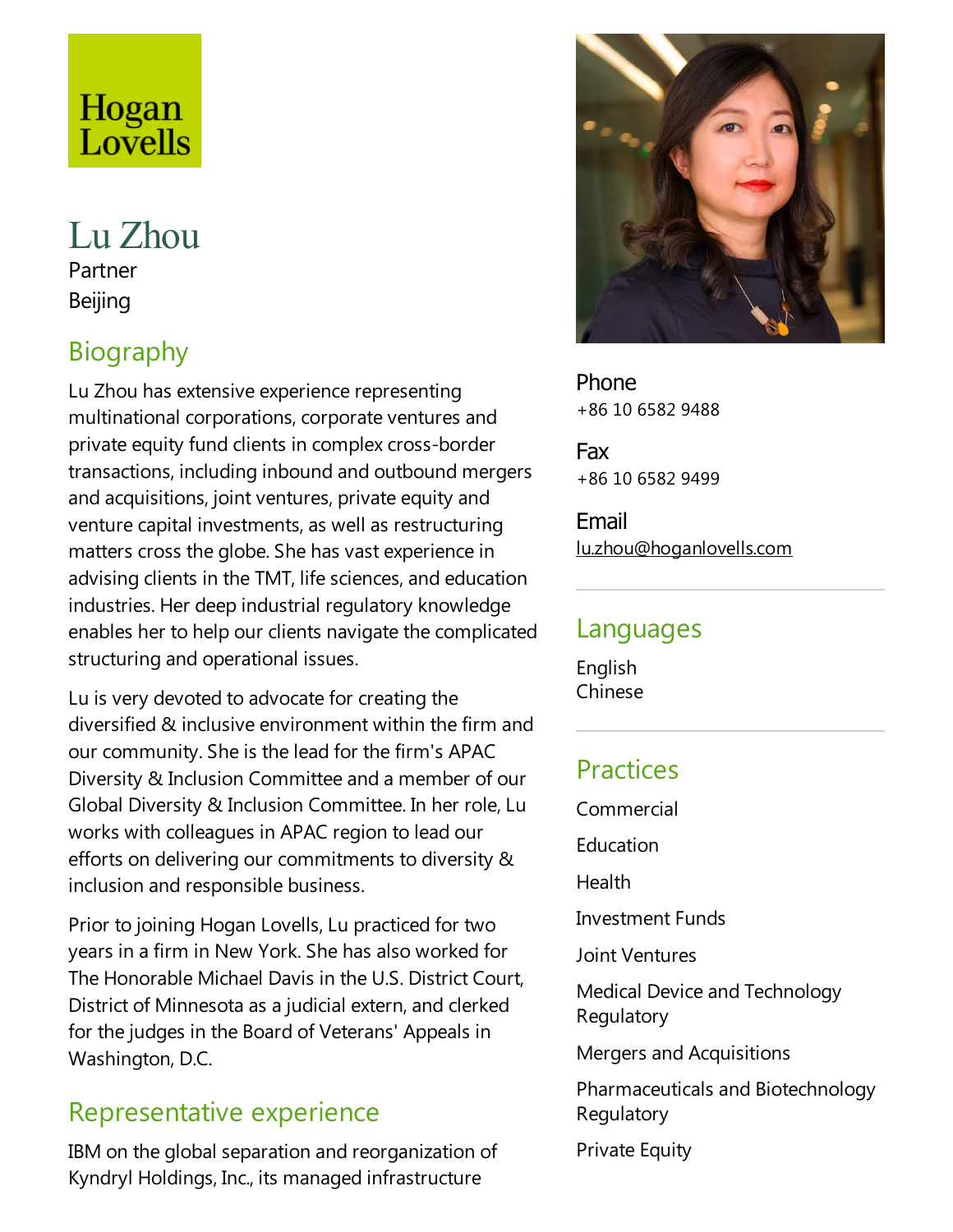Hogan Lovells

# Lu Zhou

Partner

Beijing

## Biography

Lu Zhou has extensive experience representing multinational corporations, corporate ventures and private equity fund clients in complex cross-border transactions, including inbound and outbound mergers and acquisitions, joint ventures, private equity and venture capital investments, as well as restructuring matters cross the globe. She has vast experience in advising clients in the TMT, life sciences, and education industries. Her deep industrial regulatory knowledge enables her to help our clients navigate the complicated structuring and operational issues.

Lu is very devoted to advocate for creating the diversified & inclusive environment within the firm and our community. She is the lead for the firm's APAC Diversity & Inclusion Committee and a member of our Global Diversity & Inclusion Committee. In her role, Lu works with colleagues in APAC region to lead our efforts on delivering our commitments to diversity & inclusion and responsible business.

Prior to joining Hogan Lovells, Lu practiced for two years in a firm in New York. She has also worked for The Honorable Michael Davis in the U.S. District Court, District of Minnesota as a judicial extern, and clerked for the judges in the Board of Veterans' Appeals in Washington, D.C.

## Representative experience

IBM on the global separation and reorganization of Kyndryl Holdings, Inc., its managed infrastructure

**Phone**
+86 10 6582 9488

**Fax**
+86 10 6582 9499

**Email**
lu.zhou@hoganlovells.com

## Languages

English
Chinese

## Practices

Commercial

Education

Health

Investment Funds

Joint Ventures

Medical Device and Technology Regulatory

Mergers and Acquisitions

Pharmaceuticals and Biotechnology Regulatory

Private Equity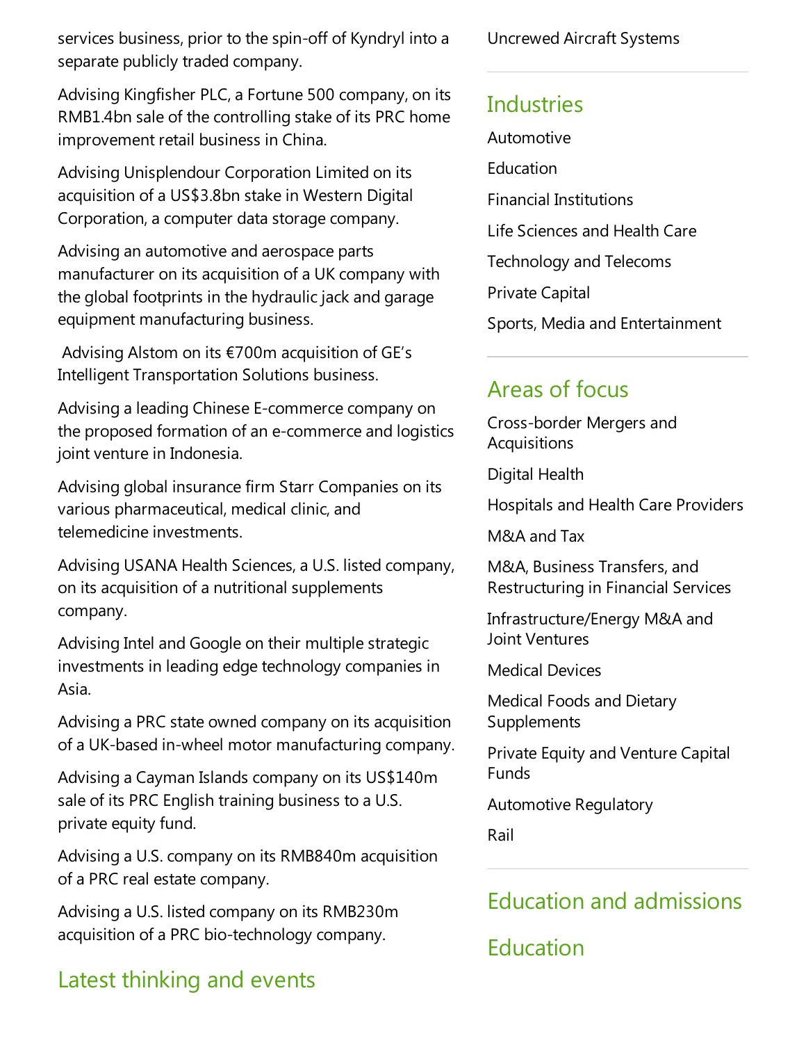services business, prior to the spin-off of Kyndryl into a separate publicly traded company.

Advising Kingfisher PLC, a Fortune 500 company, on its RMB1.4bn sale of the controlling stake of its PRC home improvement retail business in China.

Advising Unisplendour Corporation Limited on its acquisition of a US$3.8bn stake in Western Digital Corporation, a computer data storage company.

Advising an automotive and aerospace parts manufacturer on its acquisition of a UK company with the global footprints in the hydraulic jack and garage equipment manufacturing business.

Advising Alstom on its €700m acquisition of GE's Intelligent Transportation Solutions business.

Advising a leading Chinese E-commerce company on the proposed formation of an e-commerce and logistics joint venture in Indonesia.

Advising global insurance firm Starr Companies on its various pharmaceutical, medical clinic, and telemedicine investments.

Advising USANA Health Sciences, a U.S. listed company, on its acquisition of a nutritional supplements company.

Advising Intel and Google on their multiple strategic investments in leading edge technology companies in Asia.

Advising a PRC state owned company on its acquisition of a UK-based in-wheel motor manufacturing company.

Advising a Cayman Islands company on its US$140m sale of its PRC English training business to a U.S. private equity fund.

Advising a U.S. company on its RMB840m acquisition of a PRC real estate company.

Advising a U.S. listed company on its RMB230m acquisition of a PRC bio-technology company.

## Latest thinking and events

Uncrewed Aircraft Systems

## Industries

Automotive

Education

Financial Institutions

Life Sciences and Health Care

Technology and Telecoms

Private Capital

Sports, Media and Entertainment

## Areas of focus

Cross-border Mergers and Acquisitions

Digital Health

Hospitals and Health Care Providers

M&A and Tax

M&A, Business Transfers, and Restructuring in Financial Services

Infrastructure/Energy M&A and Joint Ventures

Medical Devices

Medical Foods and Dietary Supplements

Private Equity and Venture Capital Funds

Automotive Regulatory

Rail

## Education and admissions

## Education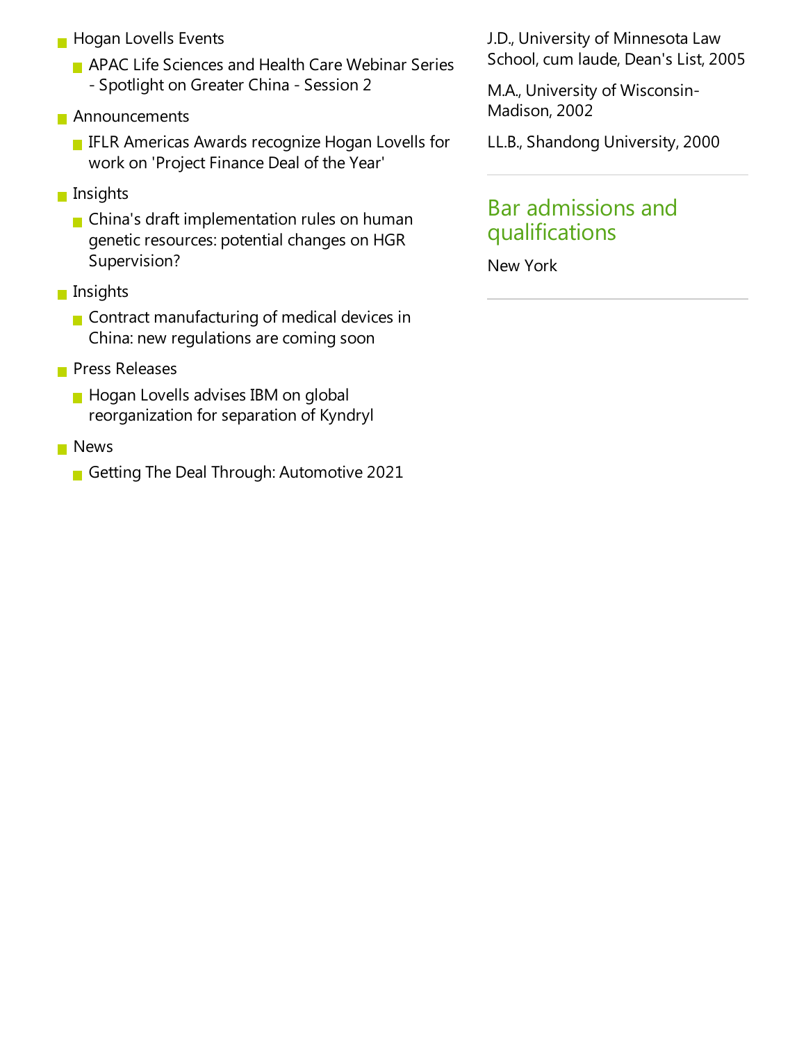- Hogan Lovells Events
  - APAC Life Sciences and Health Care Webinar Series - Spotlight on Greater China - Session 2
- Announcements
  - IFLR Americas Awards recognize Hogan Lovells for work on 'Project Finance Deal of the Year'
- Insights
  - China's draft implementation rules on human genetic resources: potential changes on HGR Supervision?
- Insights
  - Contract manufacturing of medical devices in China: new regulations are coming soon
- Press Releases
  - Hogan Lovells advises IBM on global reorganization for separation of Kyndryl
- News
  - Getting The Deal Through: Automotive 2021

J.D., University of Minnesota Law School, cum laude, Dean's List, 2005

M.A., University of Wisconsin-Madison, 2002

LL.B., Shandong University, 2000

## Bar admissions and qualifications

New York